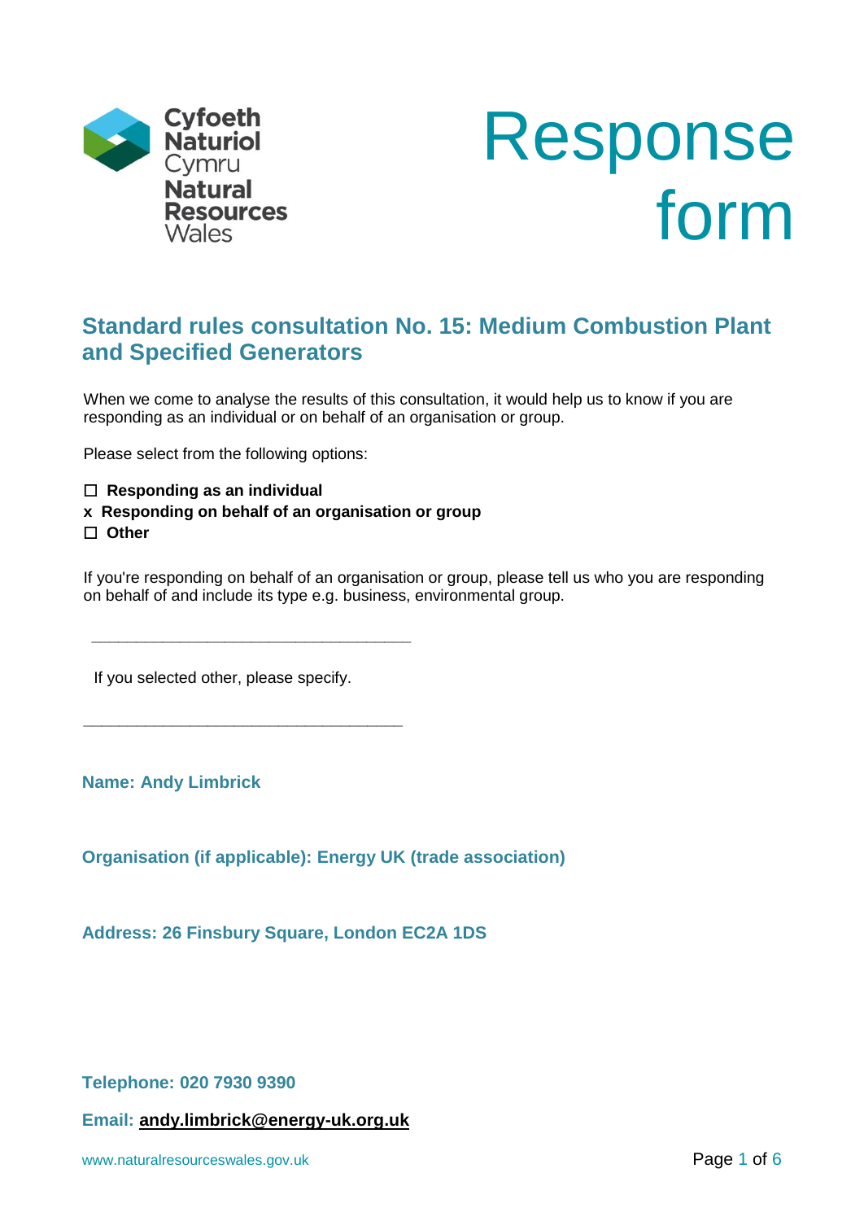Cyfoeth Naturiol Cymru
Natural Resources Wales

# Response form

## Standard rules consultation No. 15: Medium Combustion Plant and Specified Generators

When we come to analyse the results of this consultation, it would help us to know if you are responding as an individual or on behalf of an organisation or group.

Please select from the following options:

☐ **Responding as an individual**
x **Responding on behalf of an organisation or group**
☐ **Other**

If you're responding on behalf of an organisation or group, please tell us who you are responding on behalf of and include its type e.g. business, environmental group.

____________________________________

If you selected other, please specify.

____________________________________

**Name: Andy Limbrick**

**Organisation (if applicable): Energy UK (trade association)**

**Address: 26 Finsbury Square, London EC2A 1DS**

**Telephone: 020 7930 9390**

**Email: andy.limbrick@energy-uk.org.uk**

www.naturalresourceswales.gov.uk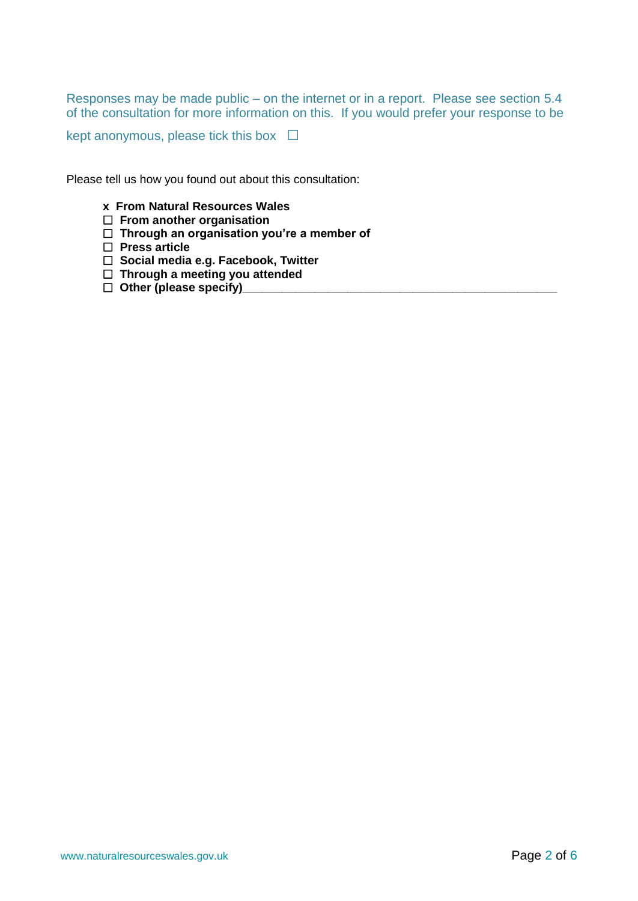Responses may be made public – on the internet or in a report. Please see section 5.4 of the consultation for more information on this. If you would prefer your response to be kept anonymous, please tick this box ☐

Please tell us how you found out about this consultation:

- x **From Natural Resources Wales**
- ☐ **From another organisation**
- ☐ **Through an organisation you're a member of**
- ☐ **Press article**
- ☐ **Social media e.g. Facebook, Twitter**
- ☐ **Through a meeting you attended**
- ☐ **Other (please specify)**___________________________________________________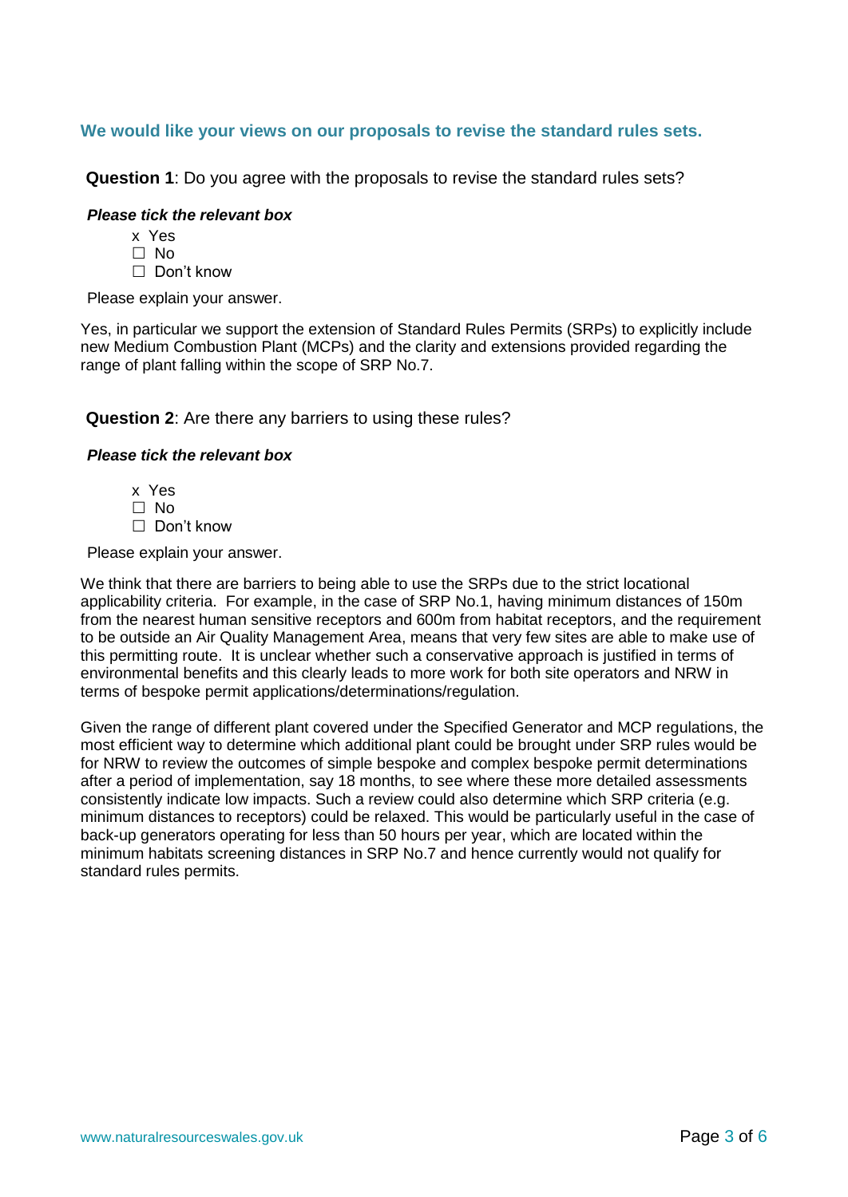## We would like your views on our proposals to revise the standard rules sets.

**Question 1**: Do you agree with the proposals to revise the standard rules sets?

***Please tick the relevant box***

- x Yes
- ☐ No
- ☐ Don't know

Please explain your answer.

Yes, in particular we support the extension of Standard Rules Permits (SRPs) to explicitly include new Medium Combustion Plant (MCPs) and the clarity and extensions provided regarding the range of plant falling within the scope of SRP No.7.

**Question 2**: Are there any barriers to using these rules?

***Please tick the relevant box***

- x Yes
- ☐ No
- ☐ Don't know

Please explain your answer.

We think that there are barriers to being able to use the SRPs due to the strict locational applicability criteria. For example, in the case of SRP No.1, having minimum distances of 150m from the nearest human sensitive receptors and 600m from habitat receptors, and the requirement to be outside an Air Quality Management Area, means that very few sites are able to make use of this permitting route. It is unclear whether such a conservative approach is justified in terms of environmental benefits and this clearly leads to more work for both site operators and NRW in terms of bespoke permit applications/determinations/regulation.

Given the range of different plant covered under the Specified Generator and MCP regulations, the most efficient way to determine which additional plant could be brought under SRP rules would be for NRW to review the outcomes of simple bespoke and complex bespoke permit determinations after a period of implementation, say 18 months, to see where these more detailed assessments consistently indicate low impacts. Such a review could also determine which SRP criteria (e.g. minimum distances to receptors) could be relaxed. This would be particularly useful in the case of back-up generators operating for less than 50 hours per year, which are located within the minimum habitats screening distances in SRP No.7 and hence currently would not qualify for standard rules permits.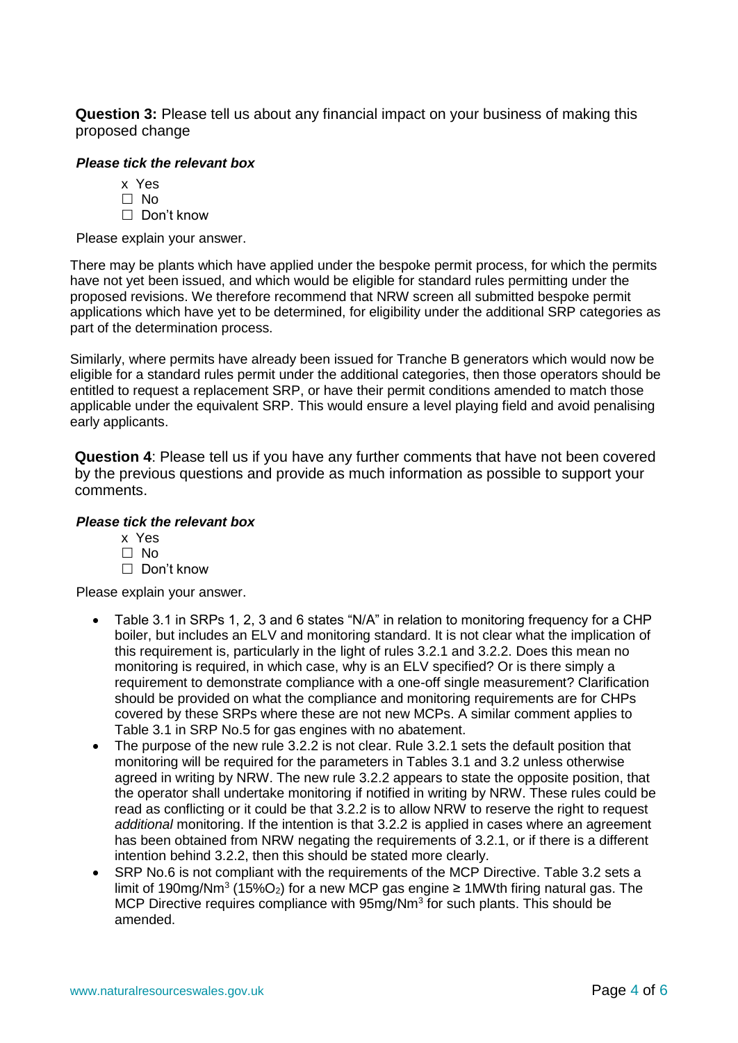**Question 3:** Please tell us about any financial impact on your business of making this proposed change

***Please tick the relevant box***

- x Yes
- ☐ No
- ☐ Don't know

Please explain your answer.

There may be plants which have applied under the bespoke permit process, for which the permits have not yet been issued, and which would be eligible for standard rules permitting under the proposed revisions. We therefore recommend that NRW screen all submitted bespoke permit applications which have yet to be determined, for eligibility under the additional SRP categories as part of the determination process.

Similarly, where permits have already been issued for Tranche B generators which would now be eligible for a standard rules permit under the additional categories, then those operators should be entitled to request a replacement SRP, or have their permit conditions amended to match those applicable under the equivalent SRP. This would ensure a level playing field and avoid penalising early applicants.

**Question 4**: Please tell us if you have any further comments that have not been covered by the previous questions and provide as much information as possible to support your comments.

***Please tick the relevant box***

- x Yes
- ☐ No
- ☐ Don't know

Please explain your answer.

- Table 3.1 in SRPs 1, 2, 3 and 6 states "N/A" in relation to monitoring frequency for a CHP boiler, but includes an ELV and monitoring standard. It is not clear what the implication of this requirement is, particularly in the light of rules 3.2.1 and 3.2.2. Does this mean no monitoring is required, in which case, why is an ELV specified? Or is there simply a requirement to demonstrate compliance with a one-off single measurement? Clarification should be provided on what the compliance and monitoring requirements are for CHPs covered by these SRPs where these are not new MCPs. A similar comment applies to Table 3.1 in SRP No.5 for gas engines with no abatement.
- The purpose of the new rule 3.2.2 is not clear. Rule 3.2.1 sets the default position that monitoring will be required for the parameters in Tables 3.1 and 3.2 unless otherwise agreed in writing by NRW. The new rule 3.2.2 appears to state the opposite position, that the operator shall undertake monitoring if notified in writing by NRW. These rules could be read as conflicting or it could be that 3.2.2 is to allow NRW to reserve the right to request *additional* monitoring. If the intention is that 3.2.2 is applied in cases where an agreement has been obtained from NRW negating the requirements of 3.2.1, or if there is a different intention behind 3.2.2, then this should be stated more clearly.
- SRP No.6 is not compliant with the requirements of the MCP Directive. Table 3.2 sets a limit of 190mg/Nm$^3$ (15%$O_2$) for a new MCP gas engine ≥ 1MWth firing natural gas. The MCP Directive requires compliance with 95mg/Nm$^3$ for such plants. This should be amended.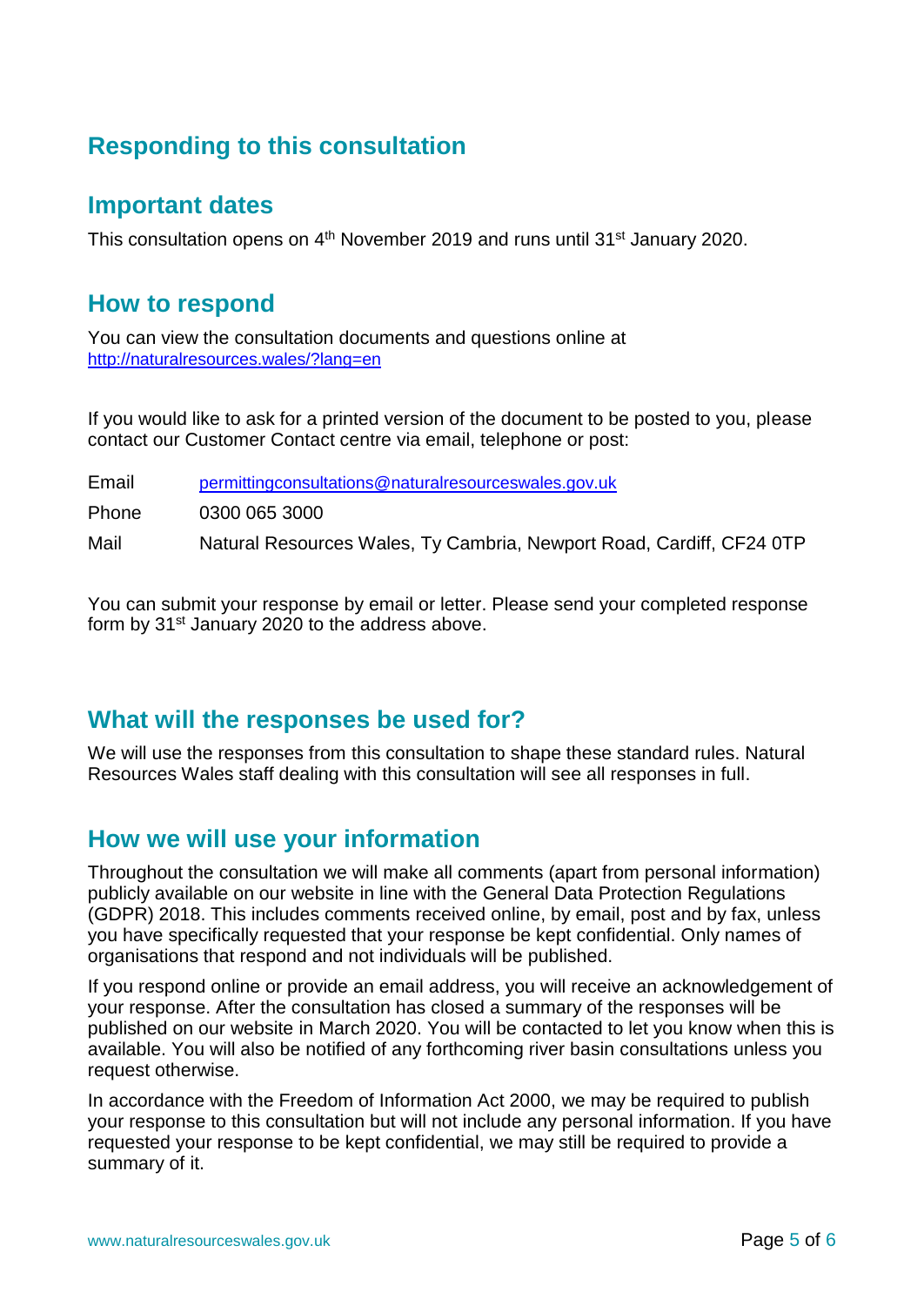## Responding to this consultation

### Important dates

This consultation opens on 4th November 2019 and runs until 31st January 2020.

### How to respond

You can view the consultation documents and questions online at [http://naturalresources.wales/?lang=en](http://naturalresources.wales/?lang=en)

If you would like to ask for a printed version of the document to be posted to you, please contact our Customer Contact centre via email, telephone or post:

| | |
|---|---|
| Email | [permittingconsultations@naturalresourceswales.gov.uk](mailto:permittingconsultations@naturalresourceswales.gov.uk) |
| Phone | 0300 065 3000 |
| Mail | Natural Resources Wales, Ty Cambria, Newport Road, Cardiff, CF24 0TP |

You can submit your response by email or letter. Please send your completed response form by 31st January 2020 to the address above.

### What will the responses be used for?

We will use the responses from this consultation to shape these standard rules. Natural Resources Wales staff dealing with this consultation will see all responses in full.

### How we will use your information

Throughout the consultation we will make all comments (apart from personal information) publicly available on our website in line with the General Data Protection Regulations (GDPR) 2018. This includes comments received online, by email, post and by fax, unless you have specifically requested that your response be kept confidential. Only names of organisations that respond and not individuals will be published.

If you respond online or provide an email address, you will receive an acknowledgement of your response. After the consultation has closed a summary of the responses will be published on our website in March 2020. You will be contacted to let you know when this is available. You will also be notified of any forthcoming river basin consultations unless you request otherwise.

In accordance with the Freedom of Information Act 2000, we may be required to publish your response to this consultation but will not include any personal information. If you have requested your response to be kept confidential, we may still be required to provide a summary of it.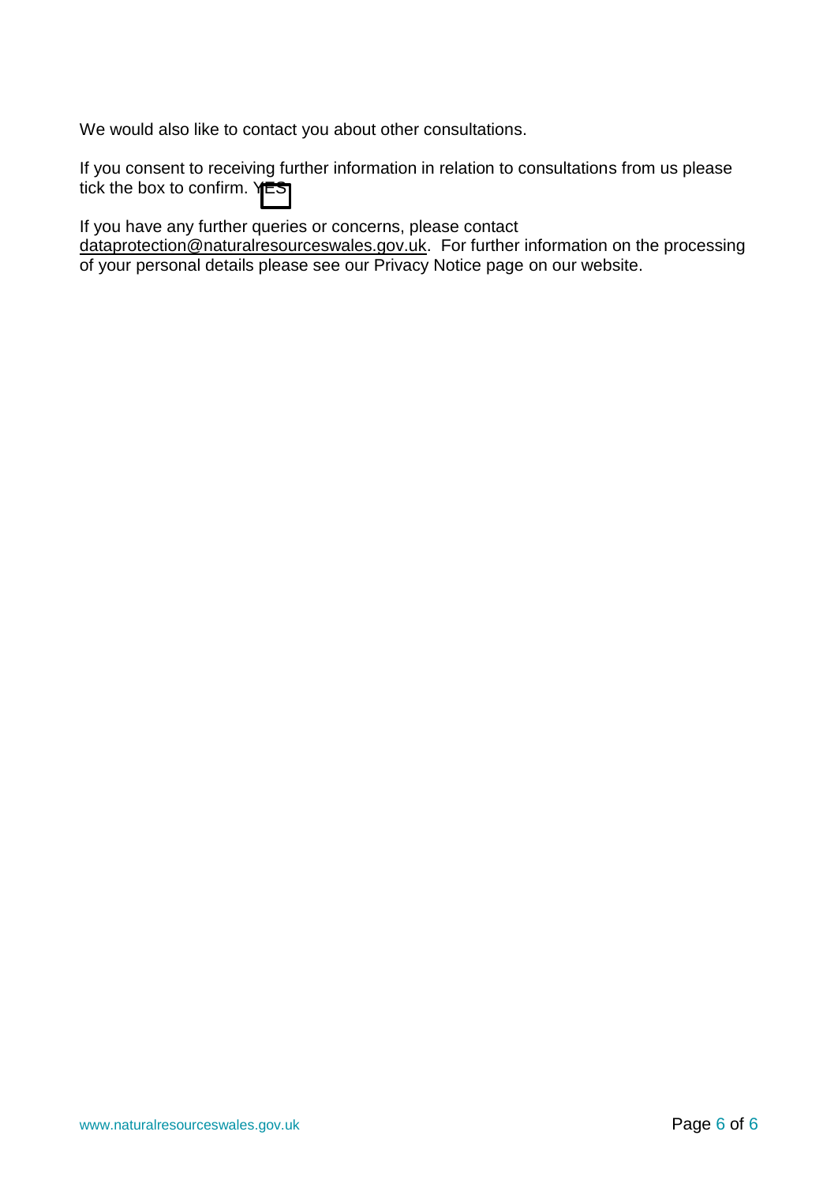We would also like to contact you about other consultations.

If you consent to receiving further information in relation to consultations from us please tick the box to confirm. YES ☐

If you have any further queries or concerns, please contact dataprotection@naturalresourceswales.gov.uk.  For further information on the processing of your personal details please see our Privacy Notice page on our website.